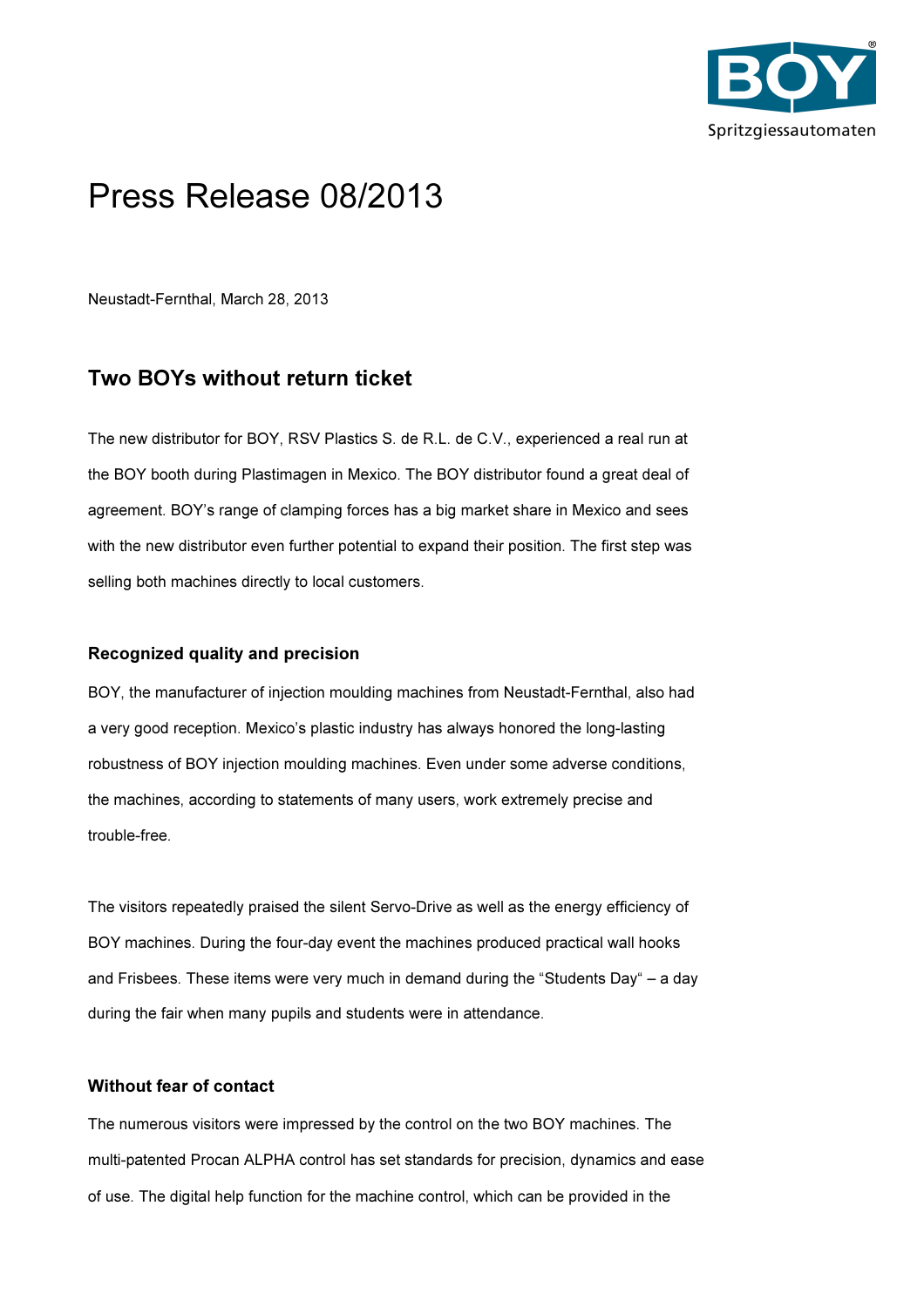# Press Release 08/2013

Neustadt-Fernthal, March 28, 2013

## Two BOYs without return ticket

The new distributor for BOY, RSV Plastics S. de R.L. de C.V., experienced a real run at the BOY booth during Plastimagen in Mexico. The BOY distributor found a great deal of agreement. BOY's range of clamping forces has a big market share in Mexico and sees with the new distributor even further potential to expand their position. The first step was selling both machines directly to local customers.

### Recognized quality and precision

BOY, the manufacturer of injection moulding machines from Neustadt-Fernthal, also had a very good reception. Mexico's plastic industry has always honored the long-lasting robustness of BOY injection moulding machines. Even under some adverse conditions, the machines, according to statements of many users, work extremely precise and trouble-free.

The visitors repeatedly praised the silent Servo-Drive as well as the energy efficiency of BOY machines. During the four-day event the machines produced practical wall hooks and Frisbees. These items were very much in demand during the "Students Day" – a day during the fair when many pupils and students were in attendance.

### Without fear of contact

The numerous visitors were impressed by the control on the two BOY machines. The multi-patented Procan ALPHA control has set standards for precision, dynamics and ease of use. The digital help function for the machine control, which can be provided in the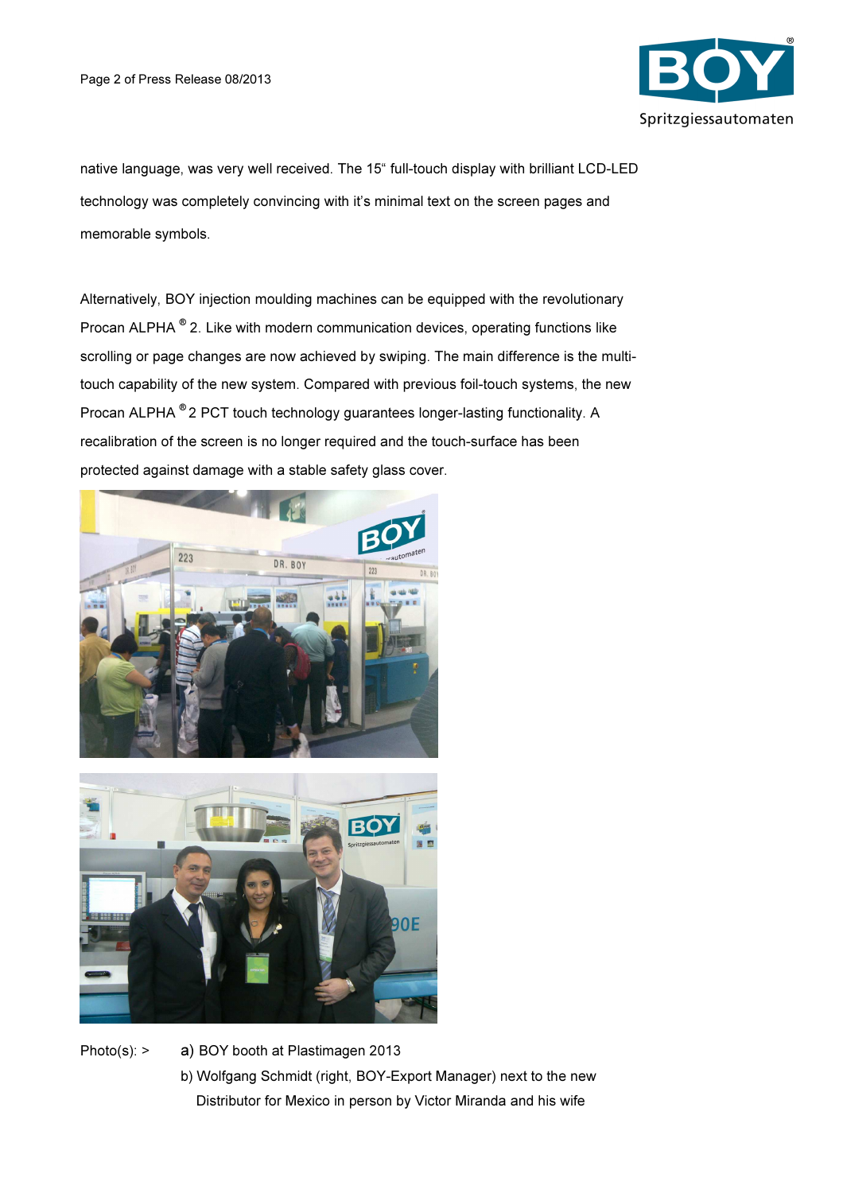native language, was very well received. The 15“ full-touch display with brilliant LCD-LED technology was completely convincing with it’s minimal text on the screen pages and memorable symbols.

Alternatively, BOY injection moulding machines can be equipped with the revolutionary Procan ALPHA ® 2. Like with modern communication devices, operating functions like scrolling or page changes are now achieved by swiping. The main difference is the multi-touch capability of the new system. Compared with previous foil-touch systems, the new Procan ALPHA ® 2 PCT touch technology guarantees longer-lasting functionality. A recalibration of the screen is no longer required and the touch-surface has been protected against damage with a stable safety glass cover.

Photo(s): > a) BOY booth at Plastimagen 2013

b) Wolfgang Schmidt (right, BOY-Export Manager) next to the new Distributor for Mexico in person by Victor Miranda and his wife